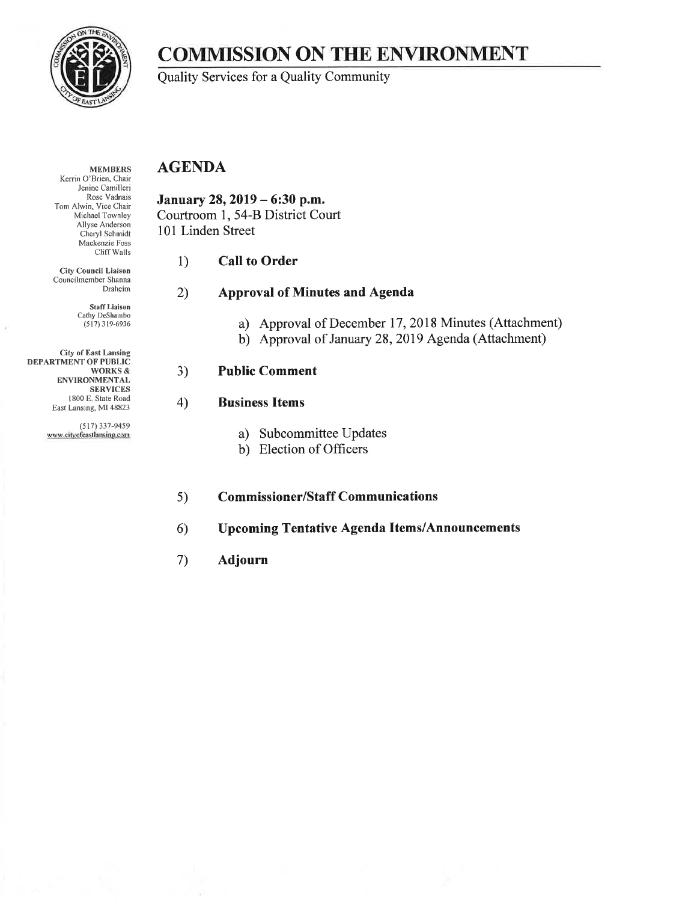# COMMISSION ON THE ENVIRONMENT

Quality Services for a Quality Community

**MEMBERS**
Kerrin O'Brien, Chair
Jenine Camilleri
Rose Vadnais
Tom Alwin, Vice Chair
Michael Townley
Allyse Anderson
Cheryl Schmidt
Mackenzie Foss
Cliff Walls

**City Council Liaison**
Councilmember Shanna Draheim

**Staff Liaison**
Cathy DeShambo
(517) 319-6936

**City of East Lansing**
**DEPARTMENT OF PUBLIC WORKS & ENVIRONMENTAL SERVICES**
1800 E. State Road
East Lansing, MI 48823

(517) 337-9459
www.cityofeastlansing.com

## AGENDA

**January 28, 2019 – 6:30 p.m.**
Courtroom 1, 54-B District Court
101 Linden Street

1) **Call to Order**

2) **Approval of Minutes and Agenda**

   a) Approval of December 17, 2018 Minutes (Attachment)
   b) Approval of January 28, 2019 Agenda (Attachment)

3) **Public Comment**

4) **Business Items**

   a) Subcommittee Updates
   b) Election of Officers

5) **Commissioner/Staff Communications**

6) **Upcoming Tentative Agenda Items/Announcements**

7) **Adjourn**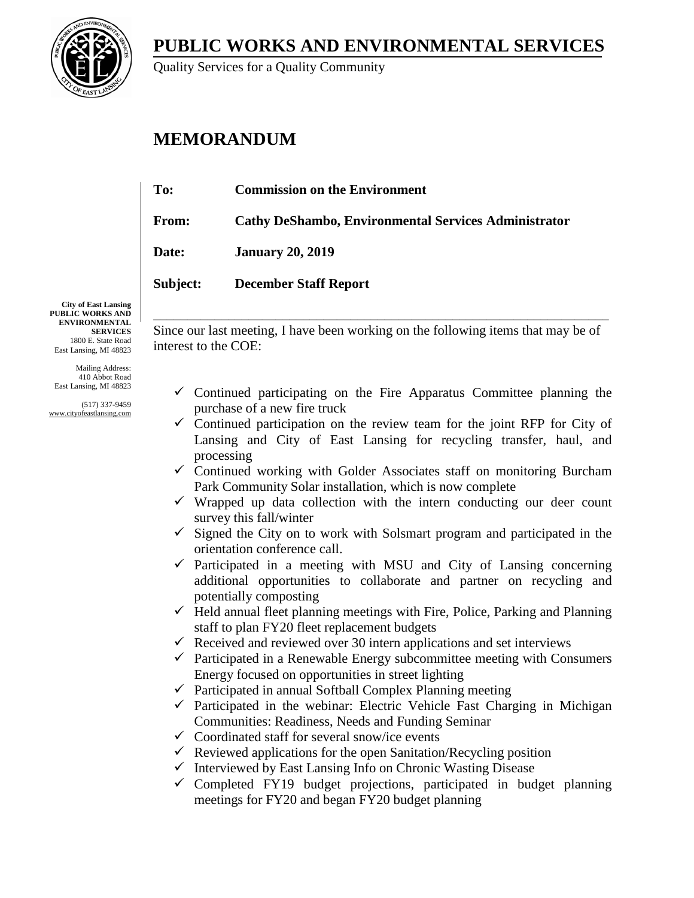# PUBLIC WORKS AND ENVIRONMENTAL SERVICES

Quality Services for a Quality Community

## MEMORANDUM

**To:** **Commission on the Environment**

**From:** **Cathy DeShambo, Environmental Services Administrator**

**Date:** **January 20, 2019**

**Subject:** **December Staff Report**

**City of East Lansing**
**PUBLIC WORKS AND ENVIRONMENTAL SERVICES**
1800 E. State Road
East Lansing, MI 48823

Mailing Address:
410 Abbot Road
East Lansing, MI 48823

(517) 337-9459
www.cityofeastlansing.com

---

Since our last meeting, I have been working on the following items that may be of interest to the COE:

- ✓ Continued participating on the Fire Apparatus Committee planning the purchase of a new fire truck
- ✓ Continued participation on the review team for the joint RFP for City of Lansing and City of East Lansing for recycling transfer, haul, and processing
- ✓ Continued working with Golder Associates staff on monitoring Burcham Park Community Solar installation, which is now complete
- ✓ Wrapped up data collection with the intern conducting our deer count survey this fall/winter
- ✓ Signed the City on to work with Solsmart program and participated in the orientation conference call.
- ✓ Participated in a meeting with MSU and City of Lansing concerning additional opportunities to collaborate and partner on recycling and potentially composting
- ✓ Held annual fleet planning meetings with Fire, Police, Parking and Planning staff to plan FY20 fleet replacement budgets
- ✓ Received and reviewed over 30 intern applications and set interviews
- ✓ Participated in a Renewable Energy subcommittee meeting with Consumers Energy focused on opportunities in street lighting
- ✓ Participated in annual Softball Complex Planning meeting
- ✓ Participated in the webinar: Electric Vehicle Fast Charging in Michigan Communities: Readiness, Needs and Funding Seminar
- ✓ Coordinated staff for several snow/ice events
- ✓ Reviewed applications for the open Sanitation/Recycling position
- ✓ Interviewed by East Lansing Info on Chronic Wasting Disease
- ✓ Completed FY19 budget projections, participated in budget planning meetings for FY20 and began FY20 budget planning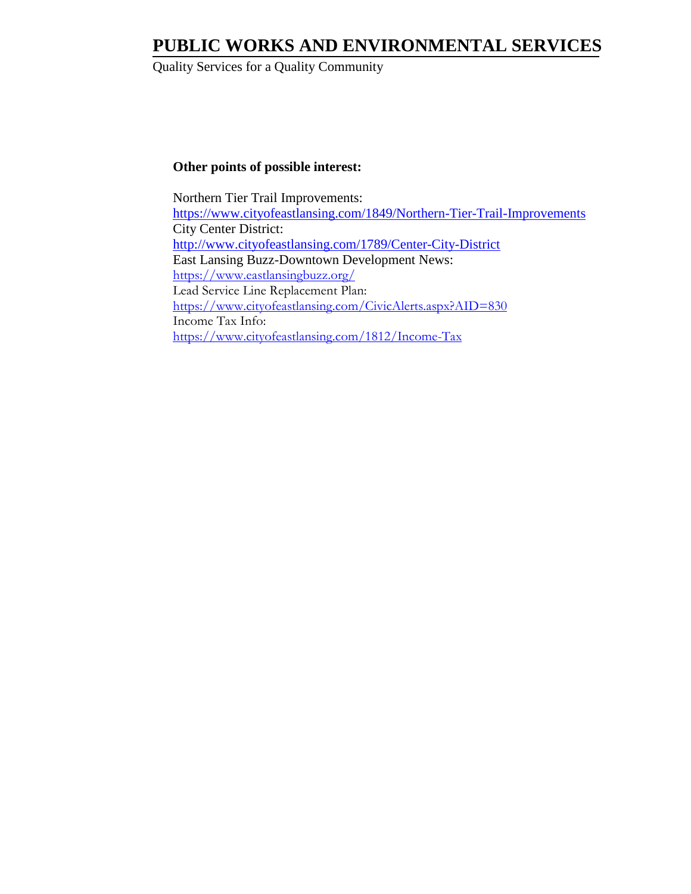# PUBLIC WORKS AND ENVIRONMENTAL SERVICES

Quality Services for a Quality Community

**Other points of possible interest:**

Northern Tier Trail Improvements:
https://www.cityofeastlansing.com/1849/Northern-Tier-Trail-Improvements
City Center District:
http://www.cityofeastlansing.com/1789/Center-City-District
East Lansing Buzz-Downtown Development News:
https://www.eastlansingbuzz.org/
Lead Service Line Replacement Plan:
https://www.cityofeastlansing.com/CivicAlerts.aspx?AID=830
Income Tax Info:
https://www.cityofeastlansing.com/1812/Income-Tax